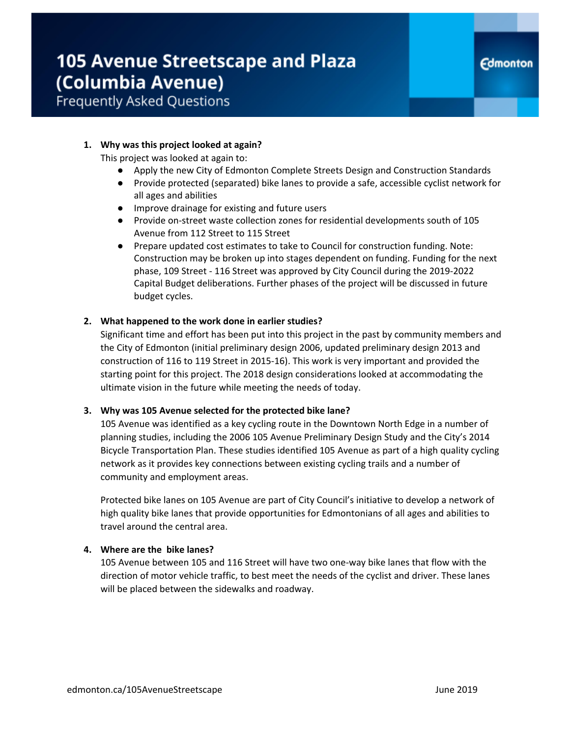# 105 Avenue Streetscape and Plaza (Columbia Avenue)

## Frequently Asked Questions

1. **Why was this project looked at again?**

   This project was looked at again to:

   - Apply the new City of Edmonton Complete Streets Design and Construction Standards
   - Provide protected (separated) bike lanes to provide a safe, accessible cyclist network for all ages and abilities
   - Improve drainage for existing and future users
   - Provide on-street waste collection zones for residential developments south of 105 Avenue from 112 Street to 115 Street
   - Prepare updated cost estimates to take to Council for construction funding. Note: Construction may be broken up into stages dependent on funding. Funding for the next phase, 109 Street - 116 Street was approved by City Council during the 2019-2022 Capital Budget deliberations. Further phases of the project will be discussed in future budget cycles.

2. **What happened to the work done in earlier studies?**

   Significant time and effort has been put into this project in the past by community members and the City of Edmonton (initial preliminary design 2006, updated preliminary design 2013 and construction of 116 to 119 Street in 2015-16). This work is very important and provided the starting point for this project. The 2018 design considerations looked at accommodating the ultimate vision in the future while meeting the needs of today.

3. **Why was 105 Avenue selected for the protected bike lane?**

   105 Avenue was identified as a key cycling route in the Downtown North Edge in a number of planning studies, including the 2006 105 Avenue Preliminary Design Study and the City's 2014 Bicycle Transportation Plan. These studies identified 105 Avenue as part of a high quality cycling network as it provides key connections between existing cycling trails and a number of community and employment areas.

   Protected bike lanes on 105 Avenue are part of City Council's initiative to develop a network of high quality bike lanes that provide opportunities for Edmontonians of all ages and abilities to travel around the central area.

4. **Where are the bike lanes?**

   105 Avenue between 105 and 116 Street will have two one-way bike lanes that flow with the direction of motor vehicle traffic, to best meet the needs of the cyclist and driver. These lanes will be placed between the sidewalks and roadway.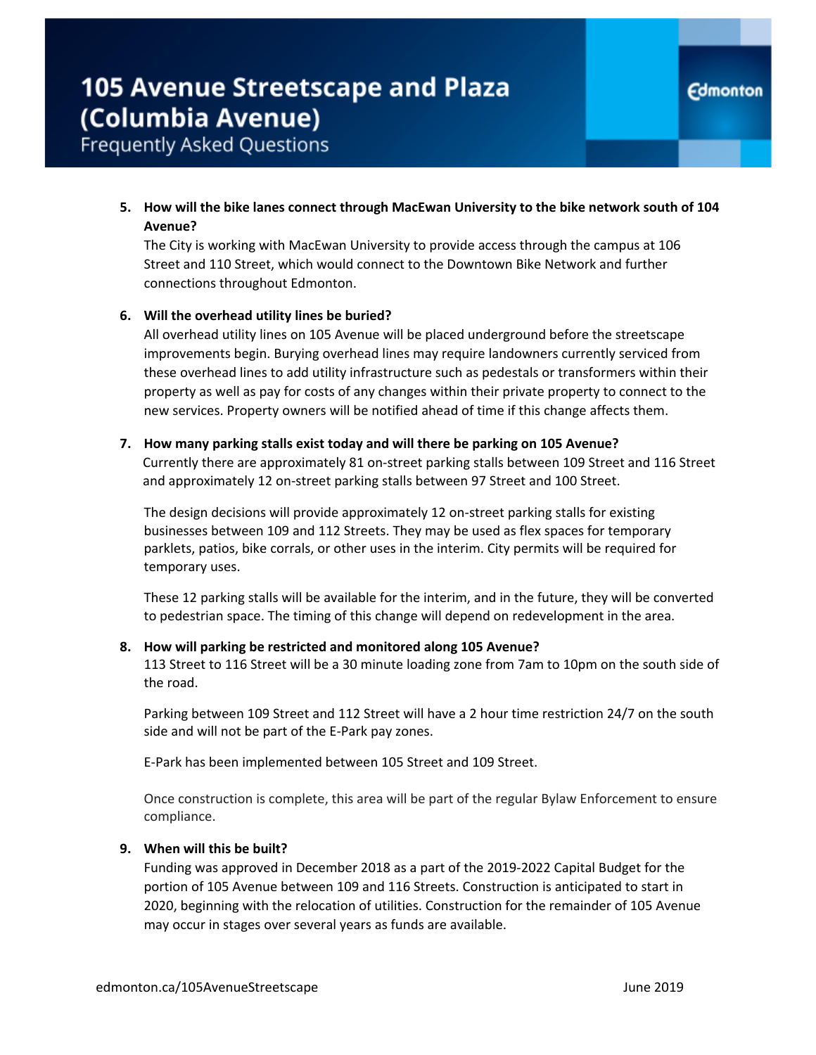5. **How will the bike lanes connect through MacEwan University to the bike network south of 104 Avenue?**
   The City is working with MacEwan University to provide access through the campus at 106 Street and 110 Street, which would connect to the Downtown Bike Network and further connections throughout Edmonton.

6. **Will the overhead utility lines be buried?**
   All overhead utility lines on 105 Avenue will be placed underground before the streetscape improvements begin. Burying overhead lines may require landowners currently serviced from these overhead lines to add utility infrastructure such as pedestals or transformers within their property as well as pay for costs of any changes within their private property to connect to the new services. Property owners will be notified ahead of time if this change affects them.

7. **How many parking stalls exist today and will there be parking on 105 Avenue?**
   Currently there are approximately 81 on-street parking stalls between 109 Street and 116 Street and approximately 12 on-street parking stalls between 97 Street and 100 Street.

   The design decisions will provide approximately 12 on-street parking stalls for existing businesses between 109 and 112 Streets. They may be used as flex spaces for temporary parklets, patios, bike corrals, or other uses in the interim. City permits will be required for temporary uses.

   These 12 parking stalls will be available for the interim, and in the future, they will be converted to pedestrian space. The timing of this change will depend on redevelopment in the area.

8. **How will parking be restricted and monitored along 105 Avenue?**
   113 Street to 116 Street will be a 30 minute loading zone from 7am to 10pm on the south side of the road.

   Parking between 109 Street and 112 Street will have a 2 hour time restriction 24/7 on the south side and will not be part of the E-Park pay zones.

   E-Park has been implemented between 105 Street and 109 Street.

   Once construction is complete, this area will be part of the regular Bylaw Enforcement to ensure compliance.

9. **When will this be built?**
   Funding was approved in December 2018 as a part of the 2019-2022 Capital Budget for the portion of 105 Avenue between 109 and 116 Streets. Construction is anticipated to start in 2020, beginning with the relocation of utilities. Construction for the remainder of 105 Avenue may occur in stages over several years as funds are available.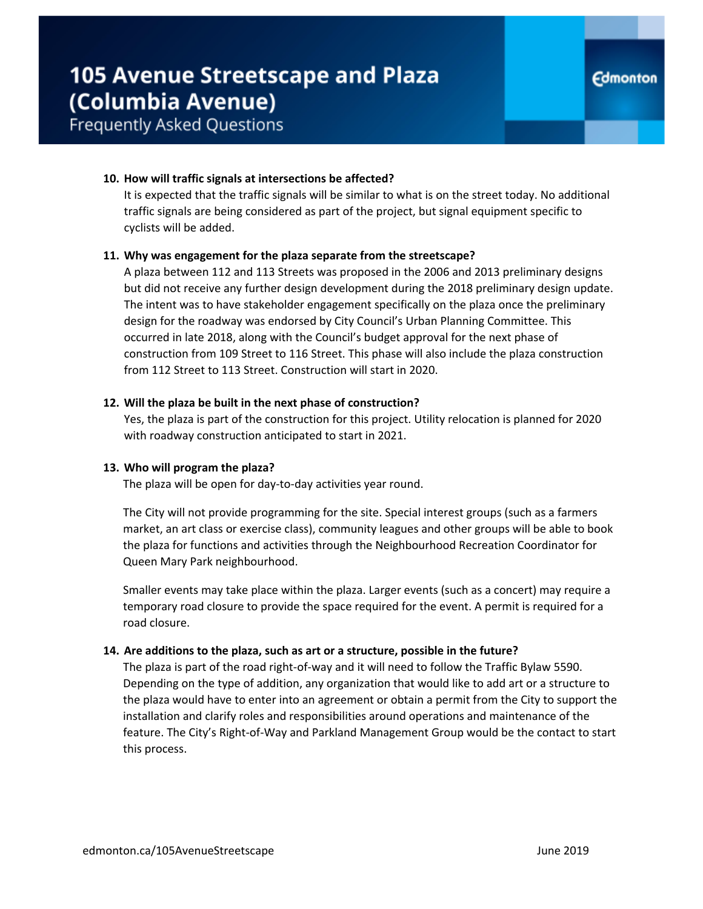# 105 Avenue Streetscape and Plaza (Columbia Avenue)

Frequently Asked Questions

**10. How will traffic signals at intersections be affected?**

It is expected that the traffic signals will be similar to what is on the street today. No additional traffic signals are being considered as part of the project, but signal equipment specific to cyclists will be added.

**11. Why was engagement for the plaza separate from the streetscape?**

A plaza between 112 and 113 Streets was proposed in the 2006 and 2013 preliminary designs but did not receive any further design development during the 2018 preliminary design update. The intent was to have stakeholder engagement specifically on the plaza once the preliminary design for the roadway was endorsed by City Council's Urban Planning Committee. This occurred in late 2018, along with the Council's budget approval for the next phase of construction from 109 Street to 116 Street. This phase will also include the plaza construction from 112 Street to 113 Street. Construction will start in 2020.

**12. Will the plaza be built in the next phase of construction?**

Yes, the plaza is part of the construction for this project. Utility relocation is planned for 2020 with roadway construction anticipated to start in 2021.

**13. Who will program the plaza?**

The plaza will be open for day-to-day activities year round.

The City will not provide programming for the site. Special interest groups (such as a farmers market, an art class or exercise class), community leagues and other groups will be able to book the plaza for functions and activities through the Neighbourhood Recreation Coordinator for Queen Mary Park neighbourhood.

Smaller events may take place within the plaza. Larger events (such as a concert) may require a temporary road closure to provide the space required for the event. A permit is required for a road closure.

**14. Are additions to the plaza, such as art or a structure, possible in the future?**

The plaza is part of the road right-of-way and it will need to follow the Traffic Bylaw 5590. Depending on the type of addition, any organization that would like to add art or a structure to the plaza would have to enter into an agreement or obtain a permit from the City to support the installation and clarify roles and responsibilities around operations and maintenance of the feature. The City's Right-of-Way and Parkland Management Group would be the contact to start this process.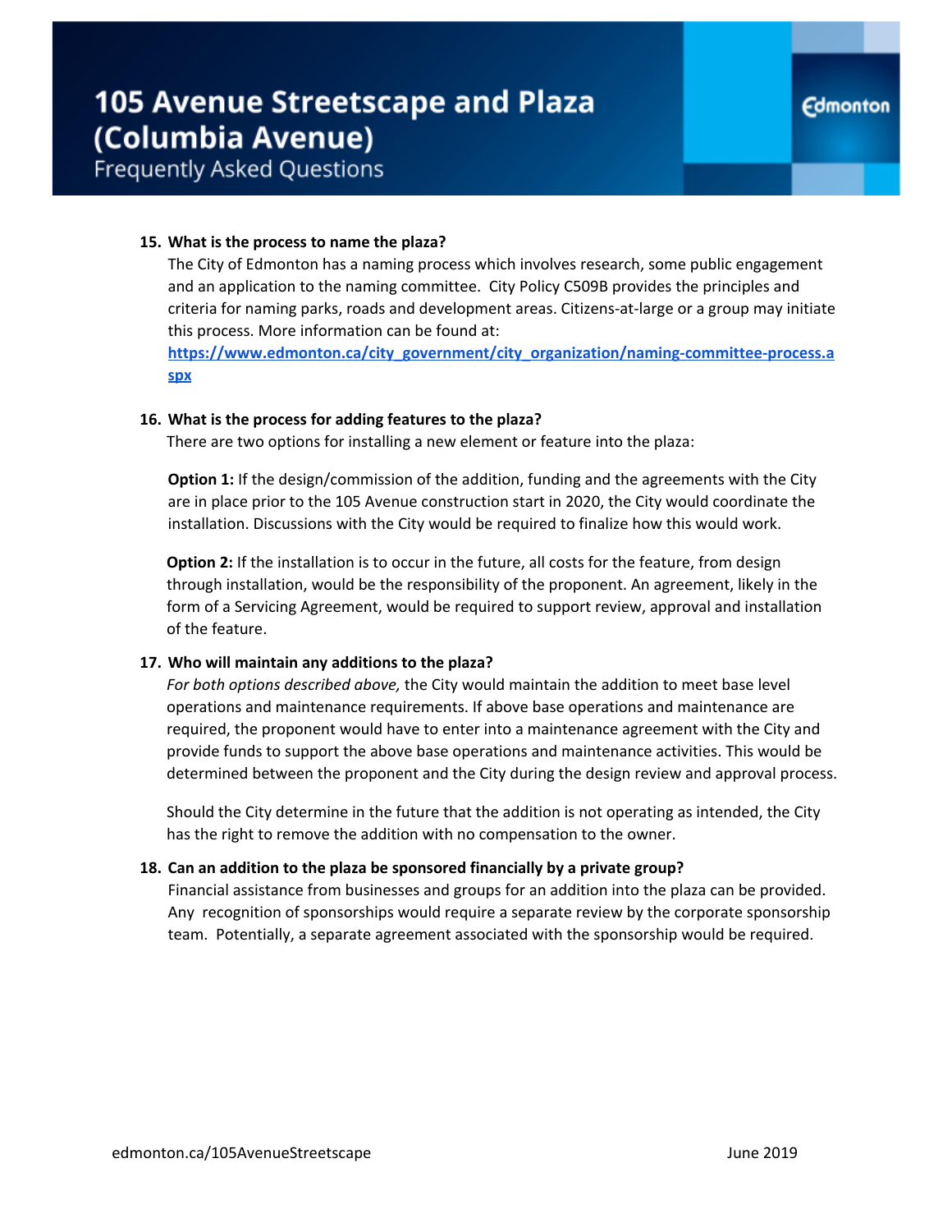15. **What is the process to name the plaza?**
    The City of Edmonton has a naming process which involves research, some public engagement and an application to the naming committee. City Policy C509B provides the principles and criteria for naming parks, roads and development areas. Citizens-at-large or a group may initiate this process. More information can be found at: https://www.edmonton.ca/city_government/city_organization/naming-committee-process.aspx

16. **What is the process for adding features to the plaza?**
    There are two options for installing a new element or feature into the plaza:

    **Option 1:** If the design/commission of the addition, funding and the agreements with the City are in place prior to the 105 Avenue construction start in 2020, the City would coordinate the installation. Discussions with the City would be required to finalize how this would work.

    **Option 2:** If the installation is to occur in the future, all costs for the feature, from design through installation, would be the responsibility of the proponent. An agreement, likely in the form of a Servicing Agreement, would be required to support review, approval and installation of the feature.

17. **Who will maintain any additions to the plaza?**
    *For both options described above,* the City would maintain the addition to meet base level operations and maintenance requirements. If above base operations and maintenance are required, the proponent would have to enter into a maintenance agreement with the City and provide funds to support the above base operations and maintenance activities. This would be determined between the proponent and the City during the design review and approval process.

    Should the City determine in the future that the addition is not operating as intended, the City has the right to remove the addition with no compensation to the owner.

18. **Can an addition to the plaza be sponsored financially by a private group?**
    Financial assistance from businesses and groups for an addition into the plaza can be provided. Any recognition of sponsorships would require a separate review by the corporate sponsorship team. Potentially, a separate agreement associated with the sponsorship would be required.